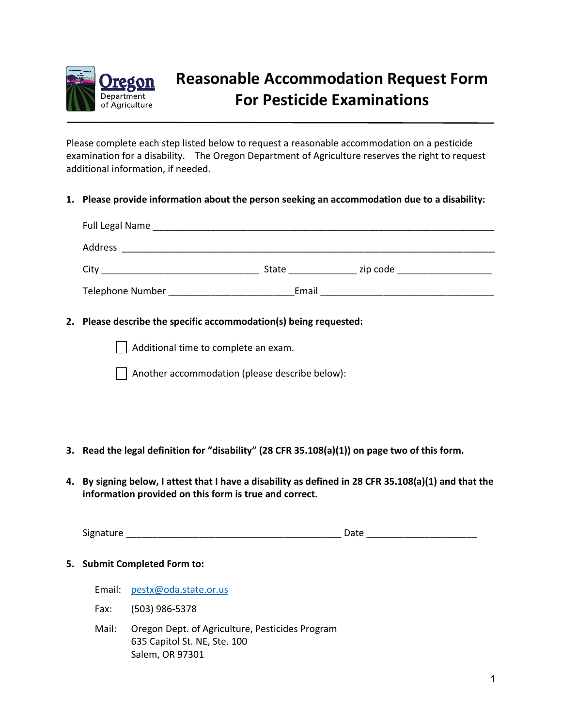Oregon Department of Agriculture

# Reasonable Accommodation Request Form For Pesticide Examinations

Please complete each step listed below to request a reasonable accommodation on a pesticide examination for a disability. The Oregon Department of Agriculture reserves the right to request additional information, if needed.

**1. Please provide information about the person seeking an accommodation due to a disability:**

Full Legal Name ___________________________________________________________________

Address _________________________________________________________________________

City ______________________________ State _____________ zip code __________________

Telephone Number _______________________ Email ________________________________

**2. Please describe the specific accommodation(s) being requested:**

☐ Additional time to complete an exam.

☐ Another accommodation (please describe below):

**3. Read the legal definition for "disability" (28 CFR 35.108(a)(1)) on page two of this form.**

**4. By signing below, I attest that I have a disability as defined in 28 CFR 35.108(a)(1) and that the information provided on this form is true and correct.**

Signature _________________________________________ Date _____________________

**5. Submit Completed Form to:**

Email: pestx@oda.state.or.us

Fax: (503) 986-5378

Mail: Oregon Dept. of Agriculture, Pesticides Program
635 Capitol St. NE, Ste. 100
Salem, OR 97301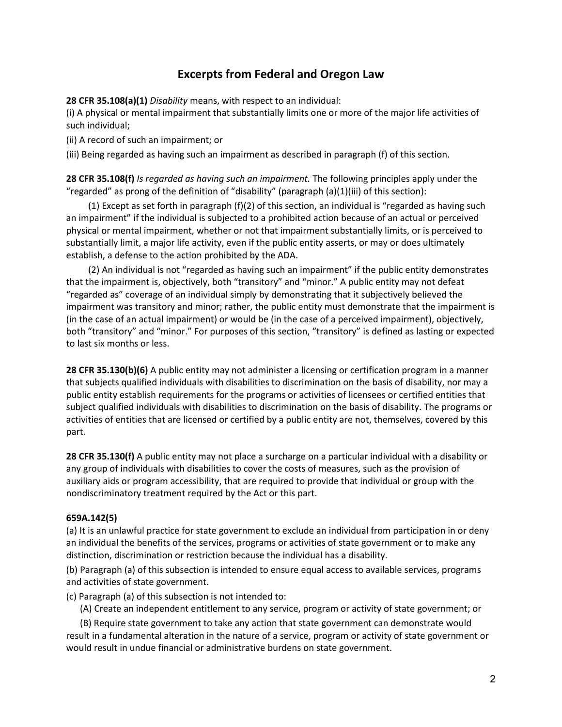# Excerpts from Federal and Oregon Law

**28 CFR 35.108(a)(1)** *Disability* means, with respect to an individual:

(i) A physical or mental impairment that substantially limits one or more of the major life activities of such individual;

(ii) A record of such an impairment; or

(iii) Being regarded as having such an impairment as described in paragraph (f) of this section.

**28 CFR 35.108(f)** *Is regarded as having such an impairment.* The following principles apply under the "regarded" as prong of the definition of "disability" (paragraph (a)(1)(iii) of this section):

(1) Except as set forth in paragraph (f)(2) of this section, an individual is "regarded as having such an impairment" if the individual is subjected to a prohibited action because of an actual or perceived physical or mental impairment, whether or not that impairment substantially limits, or is perceived to substantially limit, a major life activity, even if the public entity asserts, or may or does ultimately establish, a defense to the action prohibited by the ADA.

(2) An individual is not "regarded as having such an impairment" if the public entity demonstrates that the impairment is, objectively, both "transitory" and "minor." A public entity may not defeat "regarded as" coverage of an individual simply by demonstrating that it subjectively believed the impairment was transitory and minor; rather, the public entity must demonstrate that the impairment is (in the case of an actual impairment) or would be (in the case of a perceived impairment), objectively, both "transitory" and "minor." For purposes of this section, "transitory" is defined as lasting or expected to last six months or less.

**28 CFR 35.130(b)(6)** A public entity may not administer a licensing or certification program in a manner that subjects qualified individuals with disabilities to discrimination on the basis of disability, nor may a public entity establish requirements for the programs or activities of licensees or certified entities that subject qualified individuals with disabilities to discrimination on the basis of disability. The programs or activities of entities that are licensed or certified by a public entity are not, themselves, covered by this part.

**28 CFR 35.130(f)** A public entity may not place a surcharge on a particular individual with a disability or any group of individuals with disabilities to cover the costs of measures, such as the provision of auxiliary aids or program accessibility, that are required to provide that individual or group with the nondiscriminatory treatment required by the Act or this part.

**659A.142(5)**

(a) It is an unlawful practice for state government to exclude an individual from participation in or deny an individual the benefits of the services, programs or activities of state government or to make any distinction, discrimination or restriction because the individual has a disability.

(b) Paragraph (a) of this subsection is intended to ensure equal access to available services, programs and activities of state government.

(c) Paragraph (a) of this subsection is not intended to:

(A) Create an independent entitlement to any service, program or activity of state government; or

(B) Require state government to take any action that state government can demonstrate would result in a fundamental alteration in the nature of a service, program or activity of state government or would result in undue financial or administrative burdens on state government.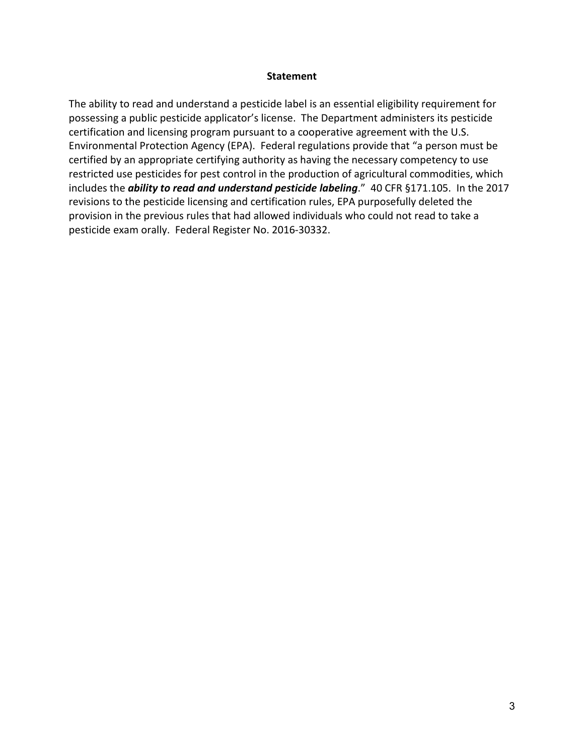**Statement**

The ability to read and understand a pesticide label is an essential eligibility requirement for possessing a public pesticide applicator's license. The Department administers its pesticide certification and licensing program pursuant to a cooperative agreement with the U.S. Environmental Protection Agency (EPA). Federal regulations provide that "a person must be certified by an appropriate certifying authority as having the necessary competency to use restricted use pesticides for pest control in the production of agricultural commodities, which includes the ***ability to read and understand pesticide labeling***." 40 CFR §171.105. In the 2017 revisions to the pesticide licensing and certification rules, EPA purposefully deleted the provision in the previous rules that had allowed individuals who could not read to take a pesticide exam orally. Federal Register No. 2016-30332.